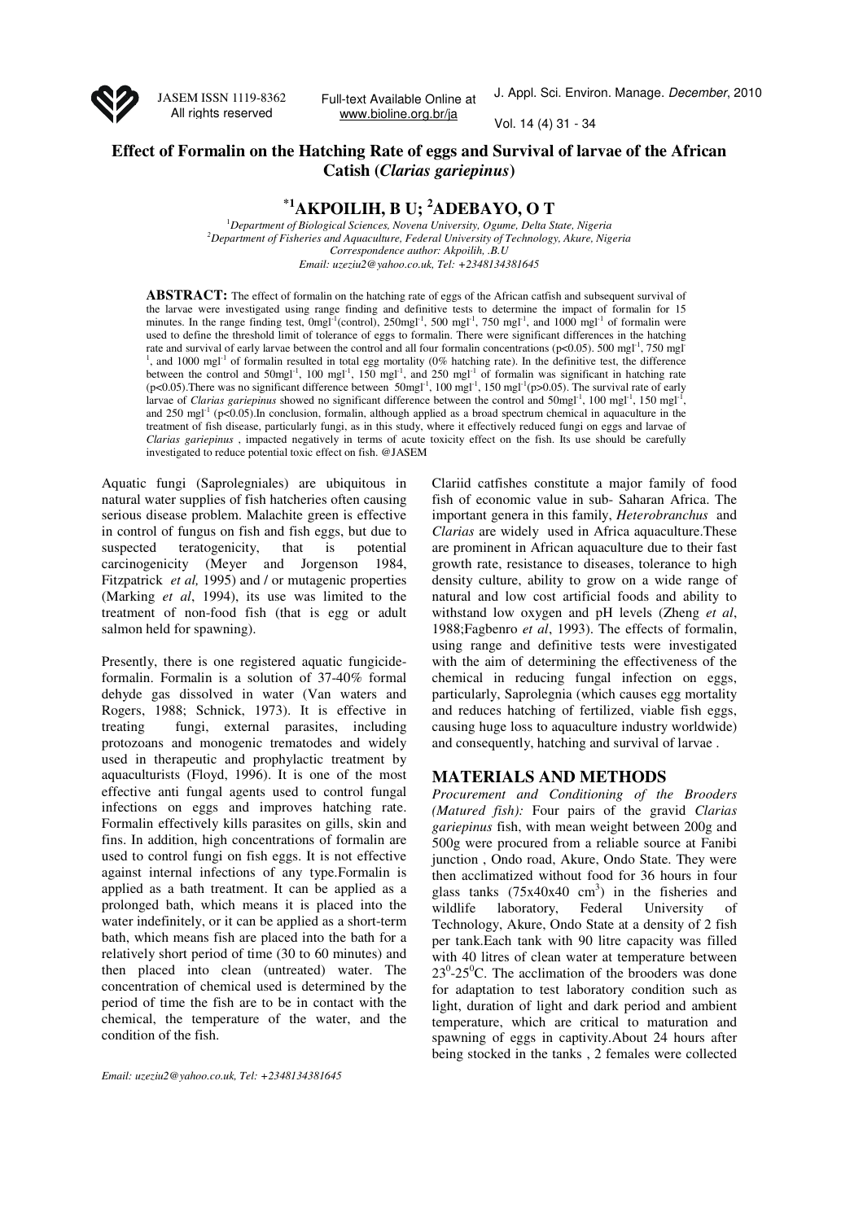# Effect of Formalin on the Hatching Rate of eggs and Survival of larvae of the African Catish (*Clarias gariepinus*)

## *[1]AKPOILIH, B U; [2]ADEBAYO, O T

[1]*Department of Biological Sciences, Novena University, Ogume, Delta State, Nigeria*
[2]*Department of Fisheries and Aquaculture, Federal University of Technology, Akure, Nigeria*
*Correspondence author: Akpoilih, .B.U*
*Email: uzeziu2@yahoo.co.uk, Tel: +2348134381645*

**ABSTRACT:** The effect of formalin on the hatching rate of eggs of the African catfish and subsequent survival of the larvae were investigated using range finding and definitive tests to determine the impact of formalin for 15 minutes. In the range finding test, 0mgl$^{-1}$(control), 250mgl$^{-1}$, 500 mgl$^{-1}$, 750 mgl$^{-1}$, and 1000 mgl$^{-1}$ of formalin were used to define the threshold limit of tolerance of eggs to formalin. There were significant differences in the hatching rate and survival of early larvae between the control and all four formalin concentrations ($p<0.05$). 500 mgl$^{-1}$, 750 mgl$^{-1}$, and 1000 mgl$^{-1}$ of formalin resulted in total egg mortality (0% hatching rate). In the definitive test, the difference between the control and 50mgl$^{-1}$, 100 mgl$^{-1}$, 150 mgl$^{-1}$, and 250 mgl$^{-1}$ of formalin was significant in hatching rate ($p<0.05$).There was no significant difference between 50mgl$^{-1}$, 100 mgl$^{-1}$, 150 mgl$^{-1}$($p>0.05$). The survival rate of early larvae of *Clarias gariepinus* showed no significant difference between the control and 50mgl$^{-1}$, 100 mgl$^{-1}$, 150 mgl$^{-1}$, and 250 mgl$^{-1}$ ($p<0.05$).In conclusion, formalin, although applied as a broad spectrum chemical in aquaculture in the treatment of fish disease, particularly fungi, as in this study, where it effectively reduced fungi on eggs and larvae of *Clarias gariepinus* , impacted negatively in terms of acute toxicity effect on the fish. Its use should be carefully investigated to reduce potential toxic effect on fish. @JASEM

Aquatic fungi (Saprolegniales) are ubiquitous in natural water supplies of fish hatcheries often causing serious disease problem. Malachite green is effective in control of fungus on fish and fish eggs, but due to suspected teratogenicity, that is potential carcinogenicity (Meyer and Jorgenson 1984, Fitzpatrick *et al,* 1995) and / or mutagenic properties (Marking *et al*, 1994), its use was limited to the treatment of non-food fish (that is egg or adult salmon held for spawning).

Presently, there is one registered aquatic fungicide-formalin. Formalin is a solution of 37-40% formal dehyde gas dissolved in water (Van waters and Rogers, 1988; Schnick, 1973). It is effective in treating fungi, external parasites, including protozoans and monogenic trematodes and widely used in therapeutic and prophylactic treatment by aquaculturists (Floyd, 1996). It is one of the most effective anti fungal agents used to control fungal infections on eggs and improves hatching rate. Formalin effectively kills parasites on gills, skin and fins. In addition, high concentrations of formalin are used to control fungi on fish eggs. It is not effective against internal infections of any type.Formalin is applied as a bath treatment. It can be applied as a prolonged bath, which means it is placed into the water indefinitely, or it can be applied as a short-term bath, which means fish are placed into the bath for a relatively short period of time (30 to 60 minutes) and then placed into clean (untreated) water. The concentration of chemical used is determined by the period of time the fish are to be in contact with the chemical, the temperature of the water, and the condition of the fish.

Clariid catfishes constitute a major family of food fish of economic value in sub- Saharan Africa. The important genera in this family, *Heterobranchus* and *Clarias* are widely used in Africa aquaculture.These are prominent in African aquaculture due to their fast growth rate, resistance to diseases, tolerance to high density culture, ability to grow on a wide range of natural and low cost artificial foods and ability to withstand low oxygen and pH levels (Zheng *et al*, 1988;Fagbenro *et al*, 1993). The effects of formalin, using range and definitive tests were investigated with the aim of determining the effectiveness of the chemical in reducing fungal infection on eggs, particularly, Saprolegnia (which causes egg mortality and reduces hatching of fertilized, viable fish eggs, causing huge loss to aquaculture industry worldwide) and consequently, hatching and survival of larvae .

## MATERIALS AND METHODS

*Procurement and Conditioning of the Brooders (Matured fish):* Four pairs of the gravid *Clarias gariepinus* fish, with mean weight between 200g and 500g were procured from a reliable source at Fanibi junction , Ondo road, Akure, Ondo State. They were then acclimatized without food for 36 hours in four glass tanks (75x40x40 cm$^3$) in the fisheries and wildlife laboratory, Federal University of Technology, Akure, Ondo State at a density of 2 fish per tank.Each tank with 90 litre capacity was filled with 40 litres of clean water at temperature between $23^0$-$25^0$C. The acclimation of the brooders was done for adaptation to test laboratory condition such as light, duration of light and dark period and ambient temperature, which are critical to maturation and spawning of eggs in captivity.About 24 hours after being stocked in the tanks , 2 females were collected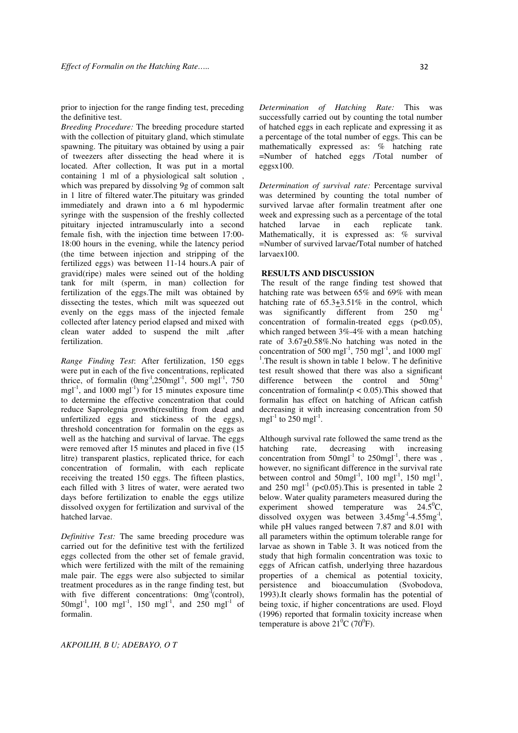prior to injection for the range finding test, preceding the definitive test.

*Breeding Procedure:* The breeding procedure started with the collection of pituitary gland, which stimulate spawning. The pituitary was obtained by using a pair of tweezers after dissecting the head where it is located. After collection, It was put in a mortal containing 1 ml of a physiological salt solution , which was prepared by dissolving 9g of common salt in 1 litre of filtered water.The pituitary was grinded immediately and drawn into a 6 ml hypodermic syringe with the suspension of the freshly collected pituitary injected intramuscularly into a second female fish, with the injection time between 17:00-18:00 hours in the evening, while the latency period (the time between injection and stripping of the fertilized eggs) was between 11-14 hours.A pair of gravid(ripe) males were seined out of the holding tank for milt (sperm, in man) collection for fertilization of the eggs.The milt was obtained by dissecting the testes, which milt was squeezed out evenly on the eggs mass of the injected female collected after latency period elapsed and mixed with clean water added to suspend the milt ,after fertilization.

*Range Finding Test*: After fertilization, 150 eggs were put in each of the five concentrations, replicated thrice, of formalin ($0mg^{-1}$,$250mgl^{-1}$, 500 $mgl^{-1}$, 750 $mgl^{-1}$, and 1000 $mgl^{-1}$) for 15 minutes exposure time to determine the effective concentration that could reduce Saprolegnia growth(resulting from dead and unfertilized eggs and stickiness of the eggs), threshold concentration for formalin on the eggs as well as the hatching and survival of larvae. The eggs were removed after 15 minutes and placed in five (15 litre) transparent plastics, replicated thrice, for each concentration of formalin, with each replicate receiving the treated 150 eggs. The fifteen plastics, each filled with 3 litres of water, were aerated two days before fertilization to enable the eggs utilize dissolved oxygen for fertilization and survival of the hatched larvae.

*Definitive Test:* The same breeding procedure was carried out for the definitive test with the fertilized eggs collected from the other set of female gravid, which were fertilized with the milt of the remaining male pair. The eggs were also subjected to similar treatment procedures as in the range finding test, but with five different concentrations: $0mg^{-1}$(control), $50mgl^{-1}$, 100 $mgl^{-1}$, 150 $mgl^{-1}$, and 250 $mgl^{-1}$ of formalin.

*Determination of Hatching Rate:* This was successfully carried out by counting the total number of hatched eggs in each replicate and expressing it as a percentage of the total number of eggs. This can be mathematically expressed as: % hatching rate =Number of hatched eggs /Total number of eggsx100.

*Determination of survival rate:* Percentage survival was determined by counting the total number of survived larvae after formalin treatment after one week and expressing such as a percentage of the total hatched larvae in each replicate tank. Mathematically, it is expressed as: % survival =Number of survived larvae/Total number of hatched larvaex100.

## RESULTS AND DISCUSSION

The result of the range finding test showed that hatching rate was between 65% and 69% with mean hatching rate of $65.3 \pm 3.51$% in the control, which was significantly different from 250 $mg^{-1}$ concentration of formalin-treated eggs ($p<0.05$), which ranged between 3%-4% with a mean hatching rate of $3.67 \pm 0.58$%.No hatching was noted in the concentration of 500 $mgl^{-1}$, 750 $mgl^{-1}$, and 1000 $mgl^{-1}$.The result is shown in table 1 below. T he definitive test result showed that there was also a significant difference between the control and $50mg^{-1}$ concentration of formalin($p < 0.05$).This showed that formalin has effect on hatching of African catfish decreasing it with increasing concentration from 50 $mgl^{-1}$ to 250 $mgl^{-1}$.

Although survival rate followed the same trend as the hatching rate, decreasing with increasing concentration from $50mgl^{-1}$ to $250mgl^{-1}$, there was , however, no significant difference in the survival rate between control and $50mgl^{-1}$, 100 $mgl^{-1}$, 150 $mgl^{-1}$, and 250 $mgl^{-1}$ ($p<0.05$).This is presented in table 2 below. Water quality parameters measured during the experiment showed temperature was $24.5^0$C, dissolved oxygen was between $3.45mg^{-1}$-$4.55mg^{-1}$, while pH values ranged between 7.87 and 8.01 with all parameters within the optimum tolerable range for larvae as shown in Table 3. It was noticed from the study that high formalin concentration was toxic to eggs of African catfish, underlying three hazardous properties of a chemical as potential toxicity, persistence and bioaccumulation (Svobodova, 1993).It clearly shows formalin has the potential of being toxic, if higher concentrations are used. Floyd (1996) reported that formalin toxicity increase when temperature is above $21^0$C ($70^0$F).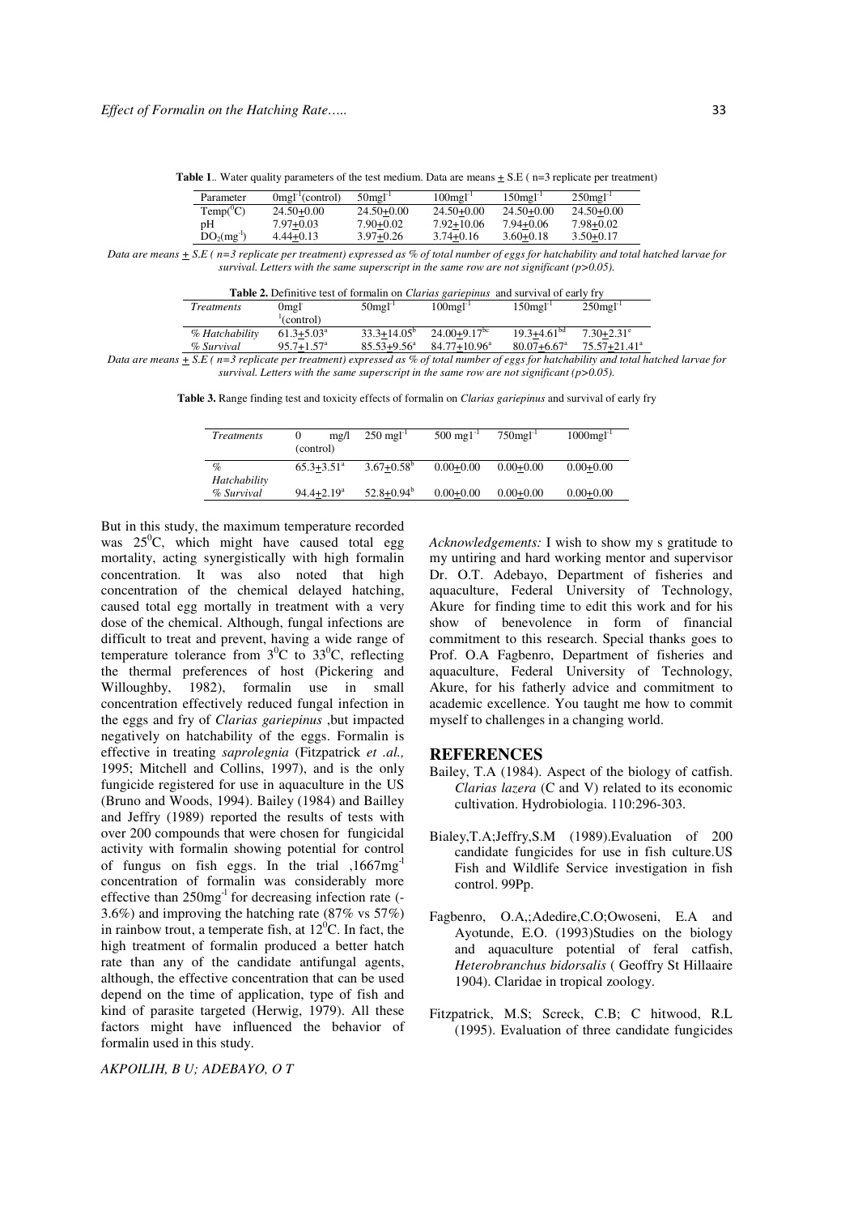**Table 1**.. Water quality parameters of the test medium. Data are means ± S.E ( n=3 replicate per treatment)

| Parameter | $0mgl^{-1}$(control) | $50mgl^{-1}$ | $100mgl^{-1}$ | $150mgl^{-1}$ | $250mgl^{-1}$ |
|---|---|---|---|---|---|
| Temp($^0$C) | 24.50±0.00 | 24.50±0.00 | 24.50±0.00 | 24.50±0.00 | 24.50±0.00 |
| pH | 7.97±0.03 | 7.90±0.02 | 7.92±10.06 | 7.94±0.06 | 7.98±0.02 |
| $DO_2$($mg^{-1}$) | 4.44±0.13 | 3.97±0.26 | 3.74±0.16 | 3.60±0.18 | 3.50±0.17 |

*Data are means ± S.E ( n=3 replicate per treatment) expressed as % of total number of eggs for hatchability and total hatched larvae for survival. Letters with the same superscript in the same row are not significant (p>0.05).*

**Table 2.** Definitive test of formalin on *Clarias gariepinus* and survival of early fry

| *Treatments* | $0mgl^{-1}$(control) | $50mgl^{-1}$ | $100mgl^{-1}$ | $150mgl^{-1}$ | $250mgl^{-1}$ |
|---|---|---|---|---|---|
| *% Hatchability* | 61.3±5.03$^a$ | 33.3±14.05$^b$ | 24.00±9.17$^{bc}$ | 19.3±4.61$^{bd}$ | 7.30±2.31$^e$ |
| *% Survival* | 95.7±1.57$^a$ | 85.53±9.56$^a$ | 84.77±10.96$^a$ | 80.07±6.67$^a$ | 75.57±21.41$^a$ |

*Data are means ± S.E ( n=3 replicate per treatment) expressed as % of total number of eggs for hatchability and total hatched larvae for survival. Letters with the same superscript in the same row are not significant (p>0.05).*

**Table 3.** Range finding test and toxicity effects of formalin on *Clarias gariepinus* and survival of early fry

| *Treatments* | 0 mg/l (control) | 250 $mgl^{-1}$ | 500 $mgl^{-1}$ | $750mgl^{-1}$ | $1000mgl^{-1}$ |
|---|---|---|---|---|---|
| *% Hatchability* | 65.3±3.51$^a$ | 3.67±0.58$^b$ | 0.00±0.00 | 0.00±0.00 | 0.00±0.00 |
| *% Survival* | 94.4±2.19$^a$ | 52.8±0.94$^b$ | 0.00±0.00 | 0.00±0.00 | 0.00±0.00 |

But in this study, the maximum temperature recorded was 25$^0$C, which might have caused total egg mortality, acting synergistically with high formalin concentration. It was also noted that high concentration of the chemical delayed hatching, caused total egg mortally in treatment with a very dose of the chemical. Although, fungal infections are difficult to treat and prevent, having a wide range of temperature tolerance from 3$^0$C to 33$^0$C, reflecting the thermal preferences of host (Pickering and Willoughby, 1982), formalin use in small concentration effectively reduced fungal infection in the eggs and fry of *Clarias gariepinus* ,but impacted negatively on hatchability of the eggs. Formalin is effective in treating *saprolegnia* (Fitzpatrick *et .al.,* 1995; Mitchell and Collins, 1997), and is the only fungicide registered for use in aquaculture in the US (Bruno and Woods, 1994). Bailey (1984) and Bailley and Jeffry (1989) reported the results of tests with over 200 compounds that were chosen for fungicidal activity with formalin showing potential for control of fungus on fish eggs. In the trial ,1667$mg^{-1}$ concentration of formalin was considerably more effective than 250$mg^{-1}$ for decreasing infection rate (-3.6%) and improving the hatching rate (87% vs 57%) in rainbow trout, a temperate fish, at 12$^0$C. In fact, the high treatment of formalin produced a better hatch rate than any of the candidate antifungal agents, although, the effective concentration that can be used depend on the time of application, type of fish and kind of parasite targeted (Herwig, 1979). All these factors might have influenced the behavior of formalin used in this study.

*Acknowledgements:* I wish to show my s gratitude to my untiring and hard working mentor and supervisor Dr. O.T. Adebayo, Department of fisheries and aquaculture, Federal University of Technology, Akure for finding time to edit this work and for his show of benevolence in form of financial commitment to this research. Special thanks goes to Prof. O.A Fagbenro, Department of fisheries and aquaculture, Federal University of Technology, Akure, for his fatherly advice and commitment to academic excellence. You taught me how to commit myself to challenges in a changing world.

## REFERENCES

Bailey, T.A (1984). Aspect of the biology of catfish. *Clarias lazera* (C and V) related to its economic cultivation. Hydrobiologia. 110:296-303.

Bialey,T.A;Jeffry,S.M (1989).Evaluation of 200 candidate fungicides for use in fish culture.US Fish and Wildlife Service investigation in fish control. 99Pp.

Fagbenro, O.A,;Adedire,C.O;Owoseni, E.A and Ayotunde, E.O. (1993)Studies on the biology and aquaculture potential of feral catfish, *Heterobranchus bidorsalis* ( Geoffry St Hillaaire 1904). Claridae in tropical zoology.

Fitzpatrick, M.S; Screck, C.B; C hitwood, R.L (1995). Evaluation of three candidate fungicides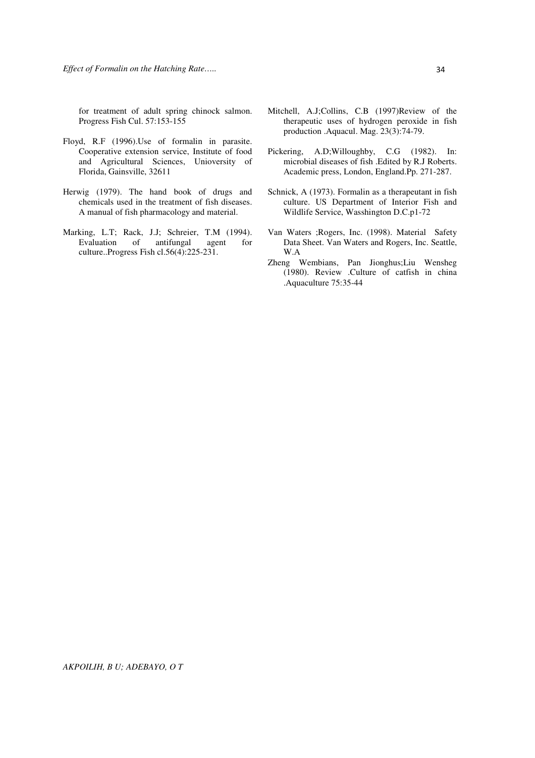for treatment of adult spring chinock salmon. Progress Fish Cul. 57:153-155

Floyd, R.F (1996).Use of formalin in parasite. Cooperative extension service, Institute of food and Agricultural Sciences, Unioversity of Florida, Gainsville, 32611

Herwig (1979). The hand book of drugs and chemicals used in the treatment of fish diseases. A manual of fish pharmacology and material.

Marking, L.T; Rack, J.J; Schreier, T.M (1994). Evaluation of antifungal agent for culture..Progress Fish cl.56(4):225-231.

Mitchell, A.J;Collins, C.B (1997)Review of the therapeutic uses of hydrogen peroxide in fish production .Aquacul. Mag. 23(3):74-79.

Pickering, A.D;Willoughby, C.G (1982). In: microbial diseases of fish .Edited by R.J Roberts. Academic press, London, England.Pp. 271-287.

Schnick, A (1973). Formalin as a therapeutant in fish culture. US Department of Interior Fish and Wildlife Service, Wasshington D.C.p1-72

Van Waters ;Rogers, Inc. (1998). Material Safety Data Sheet. Van Waters and Rogers, Inc. Seattle, W.A

Zheng Wembians, Pan Jionghus;Liu Wensheg (1980). Review .Culture of catfish in china .Aquaculture 75:35-44